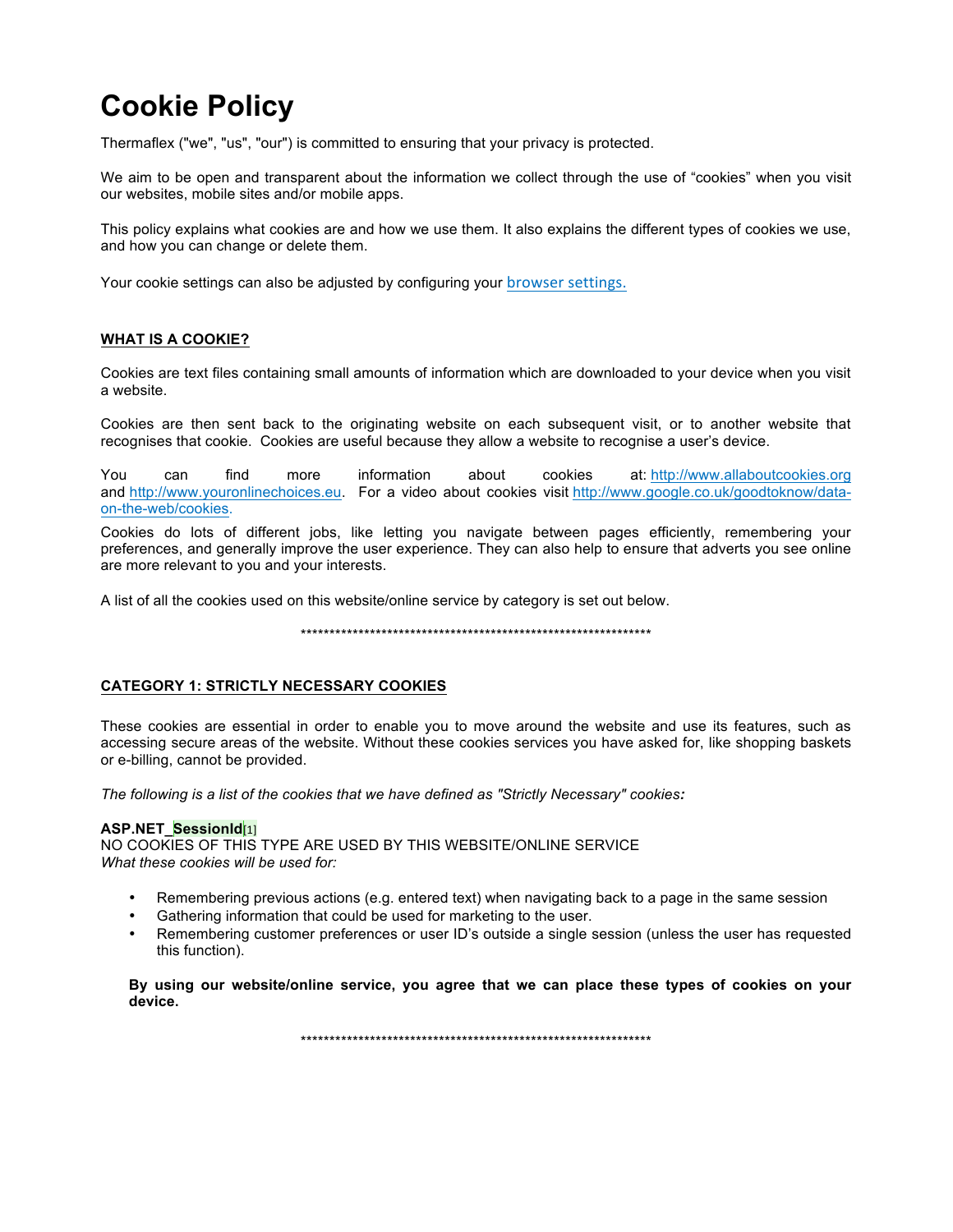# Cookie Policy

Thermaflex ("we", "us", "our") is committed to ensuring that your privacy is protected.

We aim to be open and transparent about the information we collect through the use of "cookies" when you visit our websites, mobile sites and/or mobile apps.

This policy explains what cookies are and how we use them. It also explains the different types of cookies we use, and how you can change or delete them.

Your cookie settings can also be adjusted by configuring your [browser settings.](#)

## WHAT IS A COOKIE?

Cookies are text files containing small amounts of information which are downloaded to your device when you visit a website.

Cookies are then sent back to the originating website on each subsequent visit, or to another website that recognises that cookie. Cookies are useful because they allow a website to recognise a user's device.

You can find more information about cookies at: http://www.allaboutcookies.org and http://www.youronlinechoices.eu. For a video about cookies visit http://www.google.co.uk/goodtoknow/data-on-the-web/cookies.

Cookies do lots of different jobs, like letting you navigate between pages efficiently, remembering your preferences, and generally improve the user experience. They can also help to ensure that adverts you see online are more relevant to you and your interests.

A list of all the cookies used on this website/online service by category is set out below.

\*\*\*\*\*\*\*\*\*\*\*\*\*\*\*\*\*\*\*\*\*\*\*\*\*\*\*\*\*\*\*\*\*\*\*\*\*\*\*\*\*\*\*\*\*\*\*\*\*\*\*\*\*\*\*\*\*\*\*\*\*\*

## CATEGORY 1: STRICTLY NECESSARY COOKIES

These cookies are essential in order to enable you to move around the website and use its features, such as accessing secure areas of the website. Without these cookies services you have asked for, like shopping baskets or e-billing, cannot be provided.

*The following is a list of the cookies that we have defined as "Strictly Necessary" cookies:*

**ASP.NET_SessionId**[1]
NO COOKIES OF THIS TYPE ARE USED BY THIS WEBSITE/ONLINE SERVICE
*What these cookies will be used for:*

- Remembering previous actions (e.g. entered text) when navigating back to a page in the same session
- Gathering information that could be used for marketing to the user.
- Remembering customer preferences or user ID's outside a single session (unless the user has requested this function).

**By using our website/online service, you agree that we can place these types of cookies on your device.**

\*\*\*\*\*\*\*\*\*\*\*\*\*\*\*\*\*\*\*\*\*\*\*\*\*\*\*\*\*\*\*\*\*\*\*\*\*\*\*\*\*\*\*\*\*\*\*\*\*\*\*\*\*\*\*\*\*\*\*\*\*\*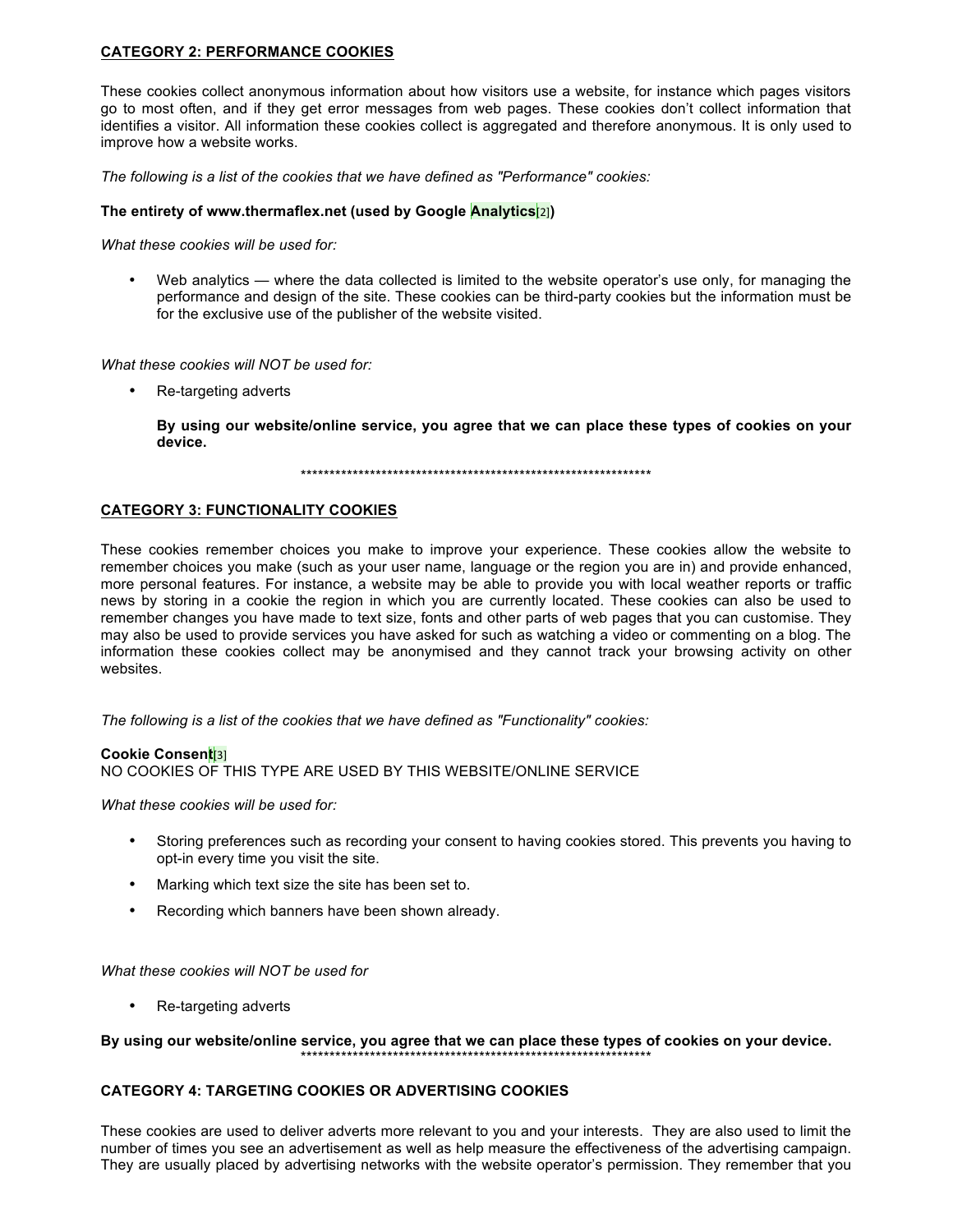**CATEGORY 2: PERFORMANCE COOKIES**

These cookies collect anonymous information about how visitors use a website, for instance which pages visitors go to most often, and if they get error messages from web pages. These cookies don't collect information that identifies a visitor. All information these cookies collect is aggregated and therefore anonymous. It is only used to improve how a website works.

*The following is a list of the cookies that we have defined as "Performance" cookies:*

**The entirety of www.thermaflex.net (used by Google Analytics[2])**

*What these cookies will be used for:*

- Web analytics — where the data collected is limited to the website operator's use only, for managing the performance and design of the site. These cookies can be third-party cookies but the information must be for the exclusive use of the publisher of the website visited.

*What these cookies will NOT be used for:*

- Re-targeting adverts

  **By using our website/online service, you agree that we can place these types of cookies on your device.**

***************************************************************

**CATEGORY 3: FUNCTIONALITY COOKIES**

These cookies remember choices you make to improve your experience. These cookies allow the website to remember choices you make (such as your user name, language or the region you are in) and provide enhanced, more personal features. For instance, a website may be able to provide you with local weather reports or traffic news by storing in a cookie the region in which you are currently located. These cookies can also be used to remember changes you have made to text size, fonts and other parts of web pages that you can customise. They may also be used to provide services you have asked for such as watching a video or commenting on a blog. The information these cookies collect may be anonymised and they cannot track your browsing activity on other websites.

*The following is a list of the cookies that we have defined as "Functionality" cookies:*

**Cookie Consent[3]**
NO COOKIES OF THIS TYPE ARE USED BY THIS WEBSITE/ONLINE SERVICE

*What these cookies will be used for:*

- Storing preferences such as recording your consent to having cookies stored. This prevents you having to opt-in every time you visit the site.
- Marking which text size the site has been set to.
- Recording which banners have been shown already.

*What these cookies will NOT be used for*

- Re-targeting adverts

**By using our website/online service, you agree that we can place these types of cookies on your device.**

***************************************************************

**CATEGORY 4: TARGETING COOKIES OR ADVERTISING COOKIES**

These cookies are used to deliver adverts more relevant to you and your interests. They are also used to limit the number of times you see an advertisement as well as help measure the effectiveness of the advertising campaign. They are usually placed by advertising networks with the website operator's permission. They remember that you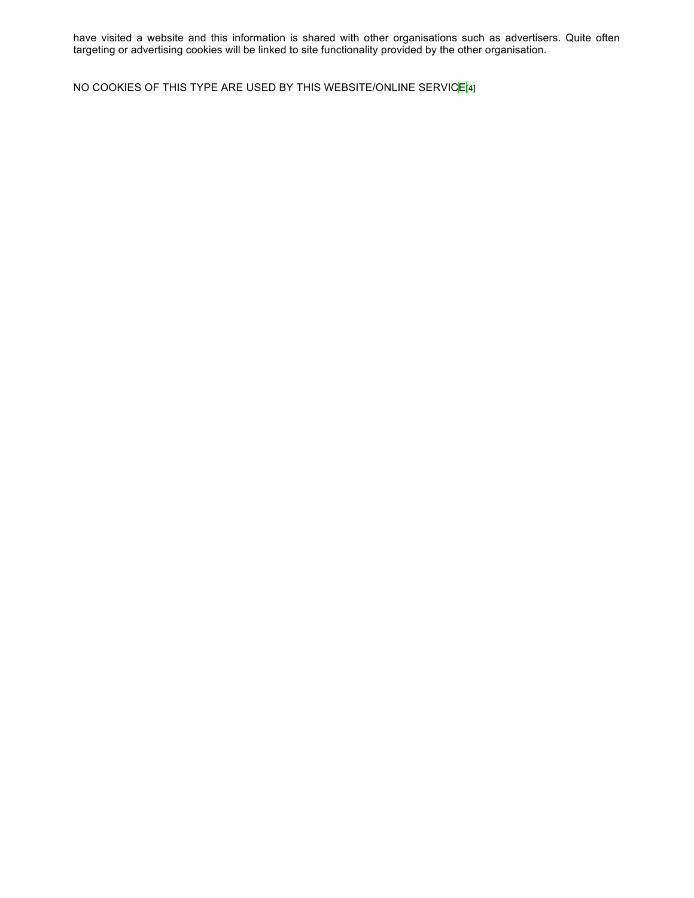have visited a website and this information is shared with other organisations such as advertisers. Quite often targeting or advertising cookies will be linked to site functionality provided by the other organisation.

NO COOKIES OF THIS TYPE ARE USED BY THIS WEBSITE/ONLINE SERVICE[4]